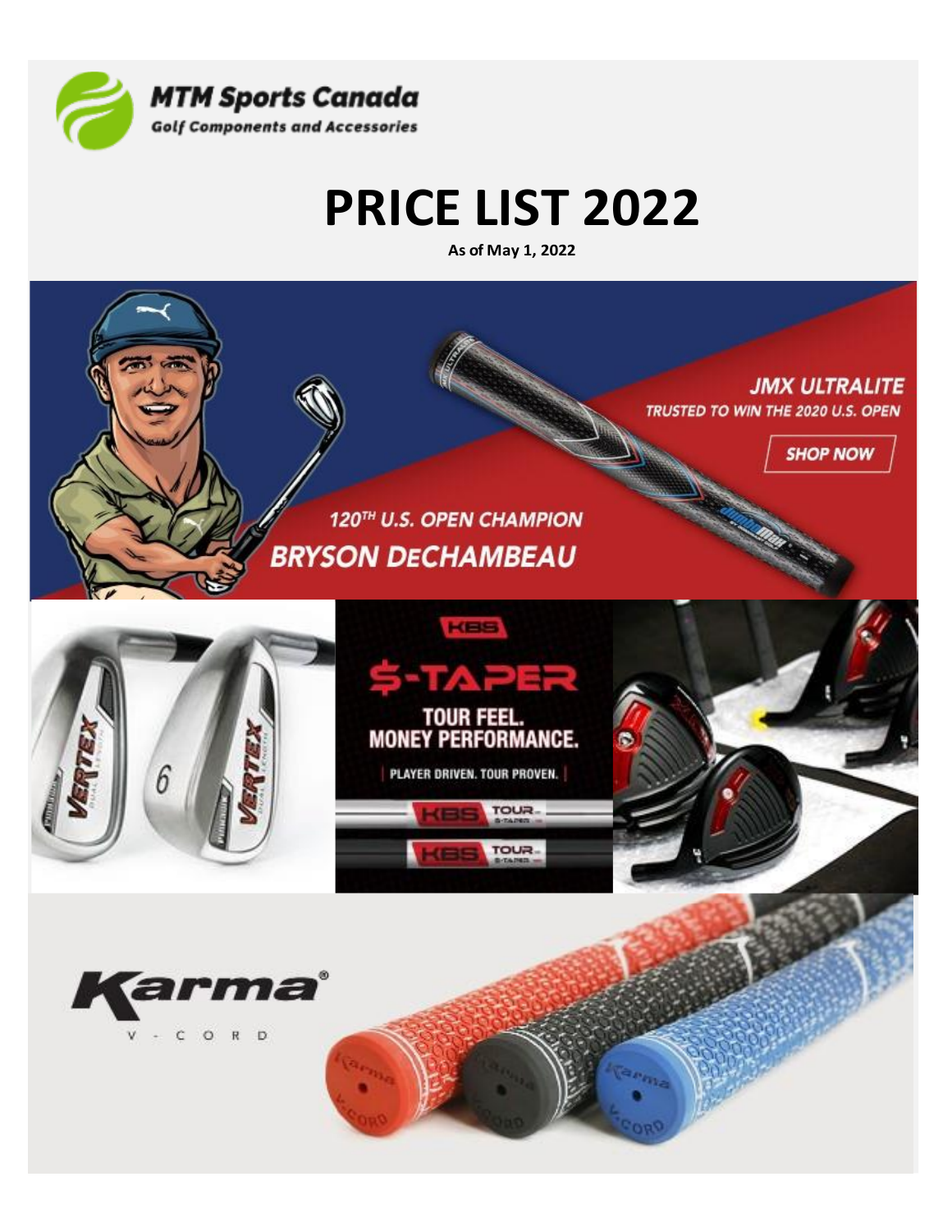MTM Sports Canada

Golf Components and Accessories

# PRICE LIST 2022

**As of May 1, 2022**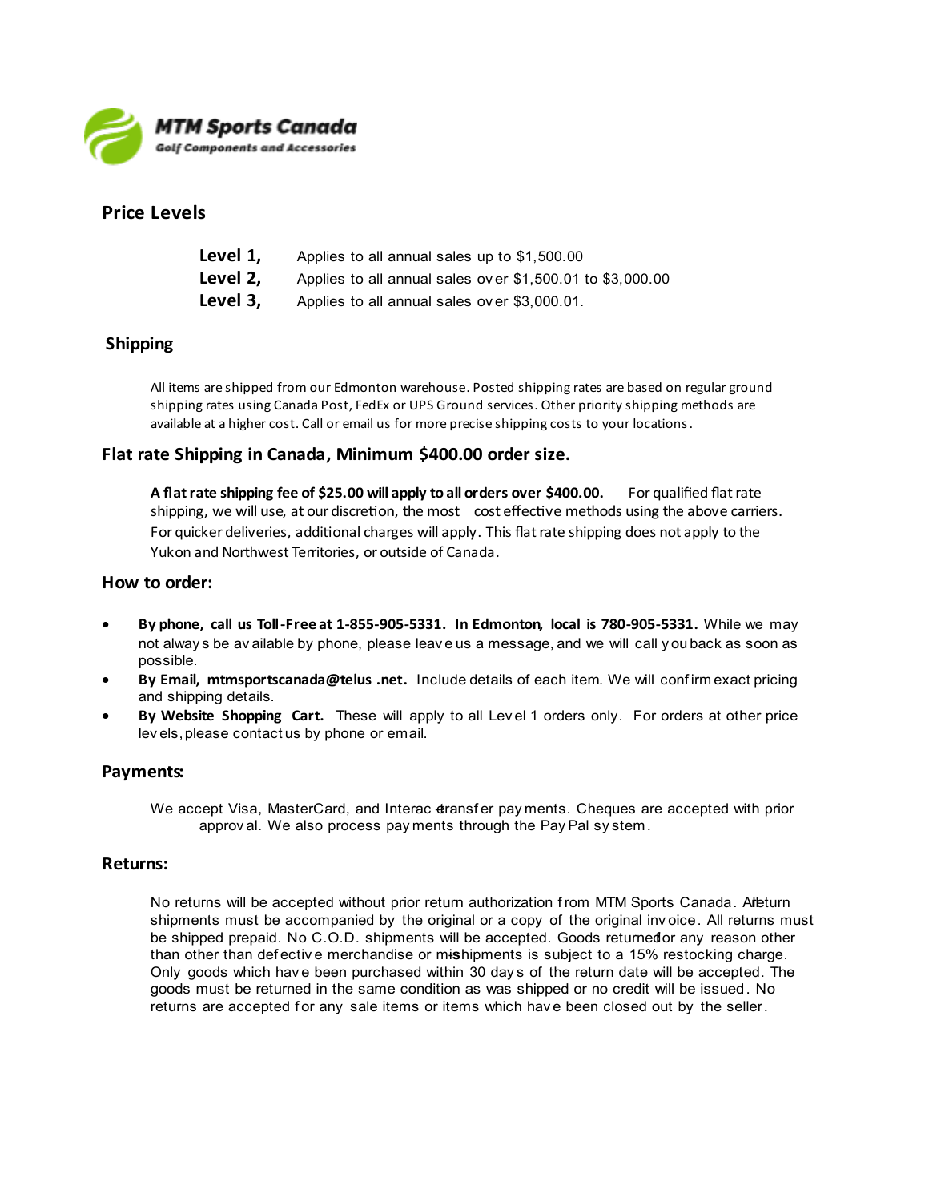**MTM Sports Canada**
*Golf Components and Accessories*

## Price Levels

**Level 1,** Applies to all annual sales up to $1,500.00
**Level 2,** Applies to all annual sales over $1,500.01 to $3,000.00
**Level 3,** Applies to all annual sales over $3,000.01.

## Shipping

All items are shipped from our Edmonton warehouse. Posted shipping rates are based on regular ground shipping rates using Canada Post, FedEx or UPS Ground services. Other priority shipping methods are available at a higher cost. Call or email us for more precise shipping costs to your locations.

## Flat rate Shipping in Canada, Minimum $400.00 order size.

**A flat rate shipping fee of $25.00 will apply to all orders over $400.00.** For qualified flat rate shipping, we will use, at our discretion, the most cost effective methods using the above carriers. For quicker deliveries, additional charges will apply. This flat rate shipping does not apply to the Yukon and Northwest Territories, or outside of Canada.

## How to order:

- **By phone, call us Toll-Free at 1-855-905-5331. In Edmonton, local is 780-905-5331.** While we may not always be available by phone, please leave us a message, and we will call you back as soon as possible.
- **By Email, mtmsportscanada@telus .net.** Include details of each item. We will confirm exact pricing and shipping details.
- **By Website Shopping Cart.** These will apply to all Level 1 orders only. For orders at other price levels, please contact us by phone or email.

## Payments:

We accept Visa, MasterCard, and Interac e-transfer payments. Cheques are accepted with prior approval. We also process payments through the PayPal system.

## Returns:

No returns will be accepted without prior return authorization from MTM Sports Canada. All return shipments must be accompanied by the original or a copy of the original invoice. All returns must be shipped prepaid. No C.O.D. shipments will be accepted. Goods returned for any reason other than other than defective merchandise or mis-shipments is subject to a 15% restocking charge. Only goods which have been purchased within 30 days of the return date will be accepted. The goods must be returned in the same condition as was shipped or no credit will be issued. No returns are accepted for any sale items or items which have been closed out by the seller.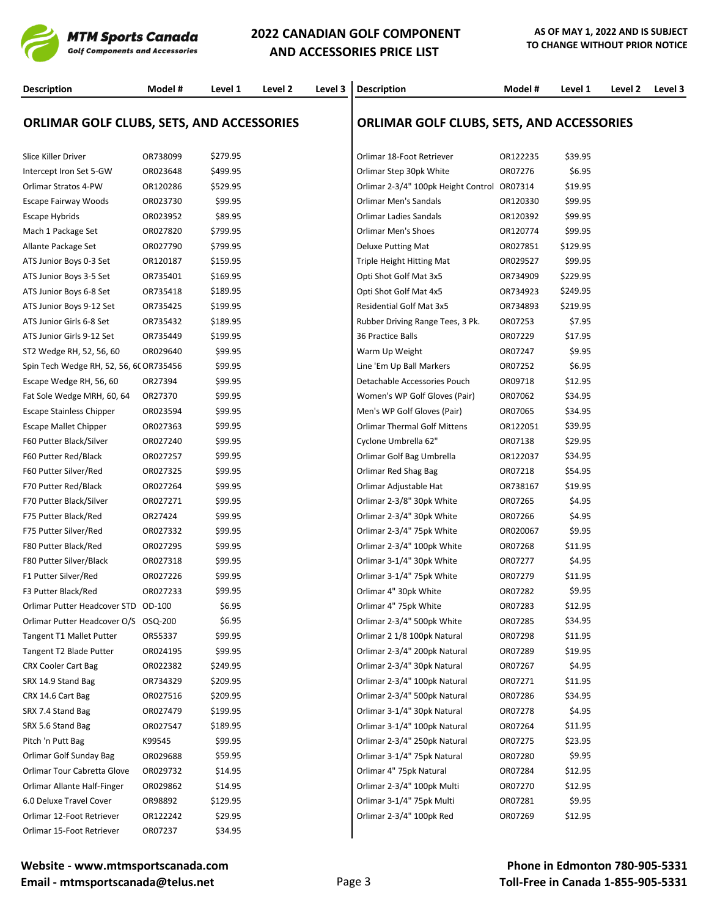# 2022 CANADIAN GOLF COMPONENT AND ACCESSORIES PRICE LIST

**AS OF MAY 1, 2022 AND IS SUBJECT TO CHANGE WITHOUT PRIOR NOTICE**

## ORLIMAR GOLF CLUBS, SETS, AND ACCESSORIES

| Description | Model # | Level 1 | Level 2 | Level 3 |
|---|---|---|---|---|
| Slice Killer Driver | OR738099 | $279.95 | | |
| Intercept Iron Set 5-GW | OR023648 | $499.95 | | |
| Orlimar Stratos 4-PW | OR120286 | $529.95 | | |
| Escape Fairway Woods | OR023730 | $99.95 | | |
| Escape Hybrids | OR023952 | $89.95 | | |
| Mach 1 Package Set | OR027820 | $799.95 | | |
| Allante Package Set | OR027790 | $799.95 | | |
| ATS Junior Boys 0-3 Set | OR120187 | $159.95 | | |
| ATS Junior Boys 3-5 Set | OR735401 | $169.95 | | |
| ATS Junior Boys 6-8 Set | OR735418 | $189.95 | | |
| ATS Junior Boys 9-12 Set | OR735425 | $199.95 | | |
| ATS Junior Girls 6-8 Set | OR735432 | $189.95 | | |
| ATS Junior Girls 9-12 Set | OR735449 | $199.95 | | |
| ST2 Wedge RH, 52, 56, 60 | OR029640 | $99.95 | | |
| Spin Tech Wedge RH, 52, 56, 6( | OR735456 | $99.95 | | |
| Escape Wedge RH, 56, 60 | OR27394 | $99.95 | | |
| Fat Sole Wedge MRH, 60, 64 | OR27370 | $99.95 | | |
| Escape Stainless Chipper | OR023594 | $99.95 | | |
| Escape Mallet Chipper | OR027363 | $99.95 | | |
| F60 Putter Black/Silver | OR027240 | $99.95 | | |
| F60 Putter Red/Black | OR027257 | $99.95 | | |
| F60 Putter Silver/Red | OR027325 | $99.95 | | |
| F70 Putter Red/Black | OR027264 | $99.95 | | |
| F70 Putter Black/Silver | OR027271 | $99.95 | | |
| F75 Putter Black/Red | OR27424 | $99.95 | | |
| F75 Putter Silver/Red | OR027332 | $99.95 | | |
| F80 Putter Black/Red | OR027295 | $99.95 | | |
| F80 Putter Silver/Black | OR027318 | $99.95 | | |
| F1 Putter Silver/Red | OR027226 | $99.95 | | |
| F3 Putter Black/Red | OR027233 | $99.95 | | |
| Orlimar Putter Headcover STD | OD-100 | $6.95 | | |
| Orlimar Putter Headcover O/S | OSQ-200 | $6.95 | | |
| Tangent T1 Mallet Putter | OR55337 | $99.95 | | |
| Tangent T2 Blade Putter | OR024195 | $99.95 | | |
| CRX Cooler Cart Bag | OR022382 | $249.95 | | |
| SRX 14.9 Stand Bag | OR734329 | $209.95 | | |
| CRX 14.6 Cart Bag | OR027516 | $209.95 | | |
| SRX 7.4 Stand Bag | OR027479 | $199.95 | | |
| SRX 5.6 Stand Bag | OR027547 | $189.95 | | |
| Pitch 'n Putt Bag | K99545 | $99.95 | | |
| Orlimar Golf Sunday Bag | OR029688 | $59.95 | | |
| Orlimar Tour Cabretta Glove | OR029732 | $14.95 | | |
| Orlimar Allante Half-Finger | OR029862 | $14.95 | | |
| 6.0 Deluxe Travel Cover | OR98892 | $129.95 | | |
| Orlimar 12-Foot Retriever | OR122242 | $29.95 | | |
| Orlimar 15-Foot Retriever | OR07237 | $34.95 | | |

## ORLIMAR GOLF CLUBS, SETS, AND ACCESSORIES

| Description | Model # | Level 1 | Level 2 | Level 3 |
|---|---|---|---|---|
| Orlimar 18-Foot Retriever | OR122235 | $39.95 | | |
| Orlimar Step 30pk White | OR07276 | $6.95 | | |
| Orlimar 2-3/4" 100pk Height Control | OR07314 | $19.95 | | |
| Orlimar Men's Sandals | OR120330 | $99.95 | | |
| Orlimar Ladies Sandals | OR120392 | $99.95 | | |
| Orlimar Men's Shoes | OR120774 | $99.95 | | |
| Deluxe Putting Mat | OR027851 | $129.95 | | |
| Triple Height Hitting Mat | OR029527 | $99.95 | | |
| Opti Shot Golf Mat 3x5 | OR734909 | $229.95 | | |
| Opti Shot Golf Mat 4x5 | OR734923 | $249.95 | | |
| Residential Golf Mat 3x5 | OR734893 | $219.95 | | |
| Rubber Driving Range Tees, 3 Pk. | OR07253 | $7.95 | | |
| 36 Practice Balls | OR07229 | $17.95 | | |
| Warm Up Weight | OR07247 | $9.95 | | |
| Line 'Em Up Ball Markers | OR07252 | $6.95 | | |
| Detachable Accessories Pouch | OR09718 | $12.95 | | |
| Women's WP Golf Gloves (Pair) | OR07062 | $34.95 | | |
| Men's WP Golf Gloves (Pair) | OR07065 | $34.95 | | |
| Orlimar Thermal Golf Mittens | OR122051 | $39.95 | | |
| Cyclone Umbrella 62" | OR07138 | $29.95 | | |
| Orlimar Golf Bag Umbrella | OR122037 | $34.95 | | |
| Orlimar Red Shag Bag | OR07218 | $54.95 | | |
| Orlimar Adjustable Hat | OR738167 | $19.95 | | |
| Orlimar 2-3/8" 30pk White | OR07265 | $4.95 | | |
| Orlimar 2-3/4" 30pk White | OR07266 | $4.95 | | |
| Orlimar 2-3/4" 75pk White | OR020067 | $9.95 | | |
| Orlimar 2-3/4" 100pk White | OR07268 | $11.95 | | |
| Orlimar 3-1/4" 30pk White | OR07277 | $4.95 | | |
| Orlimar 3-1/4" 75pk White | OR07279 | $11.95 | | |
| Orlimar 4" 30pk White | OR07282 | $9.95 | | |
| Orlimar 4" 75pk White | OR07283 | $12.95 | | |
| Orlimar 2-3/4" 500pk White | OR07285 | $34.95 | | |
| Orlimar 2 1/8 100pk Natural | OR07298 | $11.95 | | |
| Orlimar 2-3/4" 200pk Natural | OR07289 | $19.95 | | |
| Orlimar 2-3/4" 30pk Natural | OR07267 | $4.95 | | |
| Orlimar 2-3/4" 100pk Natural | OR07271 | $11.95 | | |
| Orlimar 2-3/4" 500pk Natural | OR07286 | $34.95 | | |
| Orlimar 3-1/4" 30pk Natural | OR07278 | $4.95 | | |
| Orlimar 3-1/4" 100pk Natural | OR07264 | $11.95 | | |
| Orlimar 2-3/4" 250pk Natural | OR07275 | $23.95 | | |
| Orlimar 3-1/4" 75pk Natural | OR07280 | $9.95 | | |
| Orlimar 4" 75pk Natural | OR07284 | $12.95 | | |
| Orlimar 2-3/4" 100pk Multi | OR07270 | $12.95 | | |
| Orlimar 3-1/4" 75pk Multi | OR07281 | $9.95 | | |
| Orlimar 2-3/4" 100pk Red | OR07269 | $12.95 | | |

**Website - www.mtmsportscanada.com**
**Email - mtmsportscanada@telus.net**

**Phone in Edmonton 780-905-5331**
**Toll-Free in Canada 1-855-905-5331**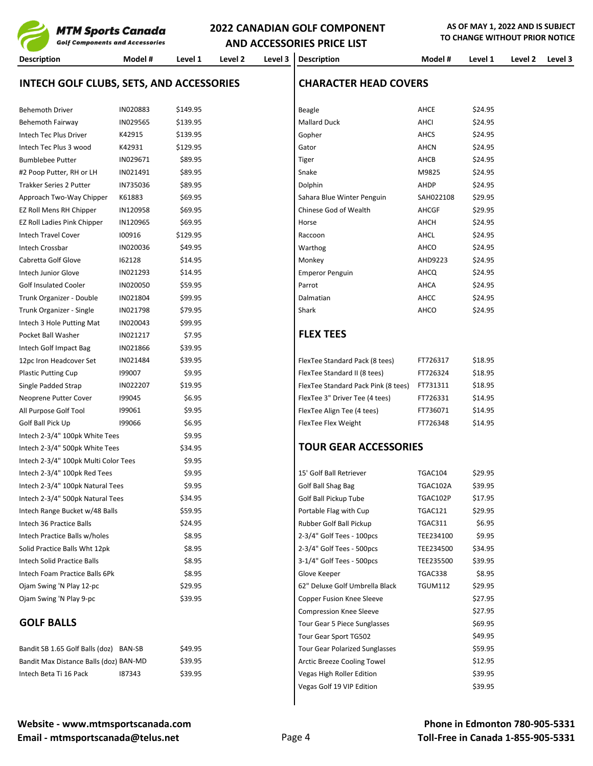**MTM Sports Canada**
*Golf Components and Accessories*

# 2022 CANADIAN GOLF COMPONENT AND ACCESSORIES PRICE LIST

**AS OF MAY 1, 2022 AND IS SUBJECT TO CHANGE WITHOUT PRIOR NOTICE**

## INTECH GOLF CLUBS, SETS, AND ACCESSORIES

| Description | Model # | Level 1 | Level 2 | Level 3 |
|---|---|---|---|---|
| Behemoth Driver | IN020883 | $149.95 | | |
| Behemoth Fairway | IN029565 | $139.95 | | |
| Intech Tec Plus Driver | K42915 | $139.95 | | |
| Intech Tec Plus 3 wood | K42931 | $129.95 | | |
| Bumblebee Putter | IN029671 | $89.95 | | |
| #2 Poop Putter, RH or LH | IN021491 | $89.95 | | |
| Trakker Series 2 Putter | IN735036 | $89.95 | | |
| Approach Two-Way Chipper | K61883 | $69.95 | | |
| EZ Roll Mens RH Chipper | IN120958 | $69.95 | | |
| EZ Roll Ladies Pink Chipper | IN120965 | $69.95 | | |
| Intech Travel Cover | I00916 | $129.95 | | |
| Intech Crossbar | IN020036 | $49.95 | | |
| Cabretta Golf Glove | I62128 | $14.95 | | |
| Intech Junior Glove | IN021293 | $14.95 | | |
| Golf Insulated Cooler | IN020050 | $59.95 | | |
| Trunk Organizer - Double | IN021804 | $99.95 | | |
| Trunk Organizer - Single | IN021798 | $79.95 | | |
| Intech 3 Hole Putting Mat | IN020043 | $99.95 | | |
| Pocket Ball Washer | IN021217 | $7.95 | | |
| Intech Golf Impact Bag | IN021866 | $39.95 | | |
| 12pc Iron Headcover Set | IN021484 | $39.95 | | |
| Plastic Putting Cup | I99007 | $9.95 | | |
| Single Padded Strap | IN022207 | $19.95 | | |
| Neoprene Putter Cover | I99045 | $6.95 | | |
| All Purpose Golf Tool | I99061 | $9.95 | | |
| Golf Ball Pick Up | I99066 | $6.95 | | |
| Intech 2-3/4" 100pk White Tees | | $9.95 | | |
| Intech 2-3/4" 500pk White Tees | | $34.95 | | |
| Intech 2-3/4" 100pk Multi Color Tees | | $9.95 | | |
| Intech 2-3/4" 100pk Red Tees | | $9.95 | | |
| Intech 2-3/4" 100pk Natural Tees | | $9.95 | | |
| Intech 2-3/4" 500pk Natural Tees | | $34.95 | | |
| Intech Range Bucket w/48 Balls | | $59.95 | | |
| Intech 36 Practice Balls | | $24.95 | | |
| Intech Practice Balls w/holes | | $8.95 | | |
| Solid Practice Balls Wht 12pk | | $8.95 | | |
| Intech Solid Practice Balls | | $8.95 | | |
| Intech Foam Practice Balls 6Pk | | $8.95 | | |
| Ojam Swing 'N Play 12-pc | | $29.95 | | |
| Ojam Swing 'N Play 9-pc | | $39.95 | | |

## GOLF BALLS

| Description | Model # | Level 1 | Level 2 | Level 3 |
|---|---|---|---|---|
| Bandit SB 1.65 Golf Balls (doz) | BAN-SB | $49.95 | | |
| Bandit Max Distance Balls (doz) | BAN-MD | $39.95 | | |
| Intech Beta Ti 16 Pack | I87343 | $39.95 | | |

## CHARACTER HEAD COVERS

| Description | Model # | Level 1 | Level 2 | Level 3 |
|---|---|---|---|---|
| Beagle | AHCE | $24.95 | | |
| Mallard Duck | AHCI | $24.95 | | |
| Gopher | AHCS | $24.95 | | |
| Gator | AHCN | $24.95 | | |
| Tiger | AHCB | $24.95 | | |
| Snake | M9825 | $24.95 | | |
| Dolphin | AHDP | $24.95 | | |
| Sahara Blue Winter Penguin | SAH022108 | $29.95 | | |
| Chinese God of Wealth | AHCGF | $29.95 | | |
| Horse | AHCH | $24.95 | | |
| Raccoon | AHCL | $24.95 | | |
| Warthog | AHCO | $24.95 | | |
| Monkey | AHD9223 | $24.95 | | |
| Emperor Penguin | AHCQ | $24.95 | | |
| Parrot | AHCA | $24.95 | | |
| Dalmatian | AHCC | $24.95 | | |
| Shark | AHCO | $24.95 | | |

## FLEX TEES

| Description | Model # | Level 1 | Level 2 | Level 3 |
|---|---|---|---|---|
| FlexTee Standard Pack (8 tees) | FT726317 | $18.95 | | |
| FlexTee Standard II (8 tees) | FT726324 | $18.95 | | |
| FlexTee Standard Pack Pink (8 tees) | FT731311 | $18.95 | | |
| FlexTee 3" Driver Tee (4 tees) | FT726331 | $14.95 | | |
| FlexTee Align Tee (4 tees) | FT736071 | $14.95 | | |
| FlexTee Flex Weight | FT726348 | $14.95 | | |

## TOUR GEAR ACCESSORIES

| Description | Model # | Level 1 | Level 2 | Level 3 |
|---|---|---|---|---|
| 15' Golf Ball Retriever | TGAC104 | $29.95 | | |
| Golf Ball Shag Bag | TGAC102A | $39.95 | | |
| Golf Ball Pickup Tube | TGAC102P | $17.95 | | |
| Portable Flag with Cup | TGAC121 | $29.95 | | |
| Rubber Golf Ball Pickup | TGAC311 | $6.95 | | |
| 2-3/4" Golf Tees - 100pcs | TEE234100 | $9.95 | | |
| 2-3/4" Golf Tees - 500pcs | TEE234500 | $34.95 | | |
| 3-1/4" Golf Tees - 500pcs | TEE235500 | $39.95 | | |
| Glove Keeper | TGAC338 | $8.95 | | |
| 62" Deluxe Golf Umbrella Black | TGUM112 | $29.95 | | |
| Copper Fusion Knee Sleeve | | $27.95 | | |
| Compression Knee Sleeve | | $27.95 | | |
| Tour Gear 5 Piece Sunglasses | | $69.95 | | |
| Tour Gear Sport TG502 | | $49.95 | | |
| Tour Gear Polarized Sunglasses | | $59.95 | | |
| Arctic Breeze Cooling Towel | | $12.95 | | |
| Vegas High Roller Edition | | $39.95 | | |
| Vegas Golf 19 VIP Edition | | $39.95 | | |

**Website - www.mtmsportscanada.com**
**Email - mtmsportscanada@telus.net**

**Phone in Edmonton 780-905-5331**
**Toll-Free in Canada 1-855-905-5331**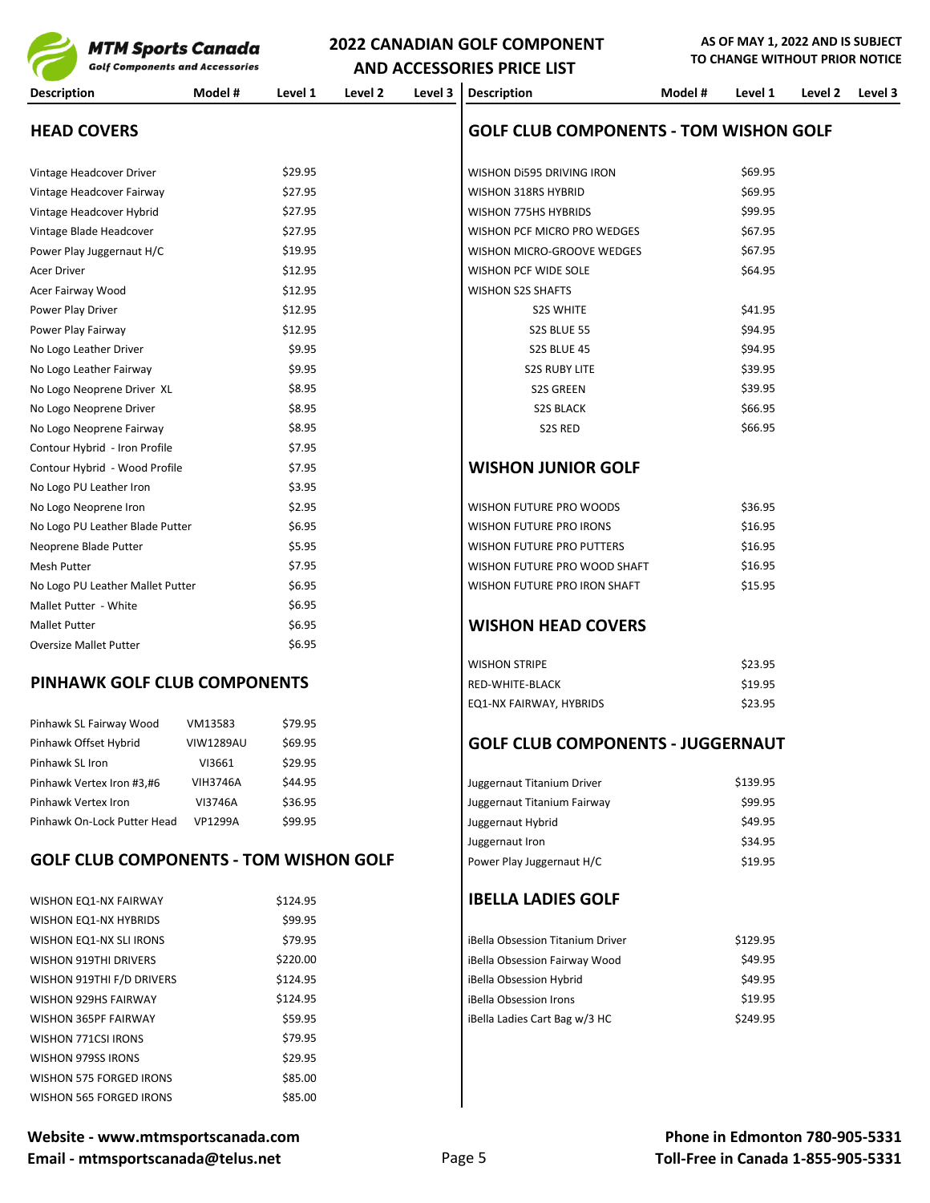# MTM Sports Canada
Golf Components and Accessories

## 2022 CANADIAN GOLF COMPONENT AND ACCESSORIES PRICE LIST

**AS OF MAY 1, 2022 AND IS SUBJECT TO CHANGE WITHOUT PRIOR NOTICE**

## HEAD COVERS

| Description | Model # | Level 1 | Level 2 | Level 3 |
|---|---|---|---|---|
| Vintage Headcover Driver | | $29.95 | | |
| Vintage Headcover Fairway | | $27.95 | | |
| Vintage Headcover Hybrid | | $27.95 | | |
| Vintage Blade Headcover | | $27.95 | | |
| Power Play Juggernaut H/C | | $19.95 | | |
| Acer Driver | | $12.95 | | |
| Acer Fairway Wood | | $12.95 | | |
| Power Play Driver | | $12.95 | | |
| Power Play Fairway | | $12.95 | | |
| No Logo Leather Driver | | $9.95 | | |
| No Logo Leather Fairway | | $9.95 | | |
| No Logo Neoprene Driver XL | | $8.95 | | |
| No Logo Neoprene Driver | | $8.95 | | |
| No Logo Neoprene Fairway | | $8.95 | | |
| Contour Hybrid - Iron Profile | | $7.95 | | |
| Contour Hybrid - Wood Profile | | $7.95 | | |
| No Logo PU Leather Iron | | $3.95 | | |
| No Logo Neoprene Iron | | $2.95 | | |
| No Logo PU Leather Blade Putter | | $6.95 | | |
| Neoprene Blade Putter | | $5.95 | | |
| Mesh Putter | | $7.95 | | |
| No Logo PU Leather Mallet Putter | | $6.95 | | |
| Mallet Putter - White | | $6.95 | | |
| Mallet Putter | | $6.95 | | |
| Oversize Mallet Putter | | $6.95 | | |

## PINHAWK GOLF CLUB COMPONENTS

| Description | Model # | Level 1 | Level 2 | Level 3 |
|---|---|---|---|---|
| Pinhawk SL Fairway Wood | VM13583 | $79.95 | | |
| Pinhawk Offset Hybrid | VIW1289AU | $69.95 | | |
| Pinhawk SL Iron | VI3661 | $29.95 | | |
| Pinhawk Vertex Iron #3,#6 | VIH3746A | $44.95 | | |
| Pinhawk Vertex Iron | VI3746A | $36.95 | | |
| Pinhawk On-Lock Putter Head | VP1299A | $99.95 | | |

## GOLF CLUB COMPONENTS - TOM WISHON GOLF

| Description | Model # | Level 1 | Level 2 | Level 3 |
|---|---|---|---|---|
| WISHON EQ1-NX FAIRWAY | | $124.95 | | |
| WISHON EQ1-NX HYBRIDS | | $99.95 | | |
| WISHON EQ1-NX SLI IRONS | | $79.95 | | |
| WISHON 919THI DRIVERS | | $220.00 | | |
| WISHON 919THI F/D DRIVERS | | $124.95 | | |
| WISHON 929HS FAIRWAY | | $124.95 | | |
| WISHON 365PF FAIRWAY | | $59.95 | | |
| WISHON 771CSI IRONS | | $79.95 | | |
| WISHON 979SS IRONS | | $29.95 | | |
| WISHON 575 FORGED IRONS | | $85.00 | | |
| WISHON 565 FORGED IRONS | | $85.00 | | |

## GOLF CLUB COMPONENTS - TOM WISHON GOLF

| Description | Model # | Level 1 | Level 2 | Level 3 |
|---|---|---|---|---|
| WISHON Di595 DRIVING IRON | | $69.95 | | |
| WISHON 318RS HYBRID | | $69.95 | | |
| WISHON 775HS HYBRIDS | | $99.95 | | |
| WISHON PCF MICRO PRO WEDGES | | $67.95 | | |
| WISHON MICRO-GROOVE WEDGES | | $67.95 | | |
| WISHON PCF WIDE SOLE | | $64.95 | | |
| WISHON S2S SHAFTS | | | | |
| S2S WHITE | | $41.95 | | |
| S2S BLUE 55 | | $94.95 | | |
| S2S BLUE 45 | | $94.95 | | |
| S2S RUBY LITE | | $39.95 | | |
| S2S GREEN | | $39.95 | | |
| S2S BLACK | | $66.95 | | |
| S2S RED | | $66.95 | | |

## WISHON JUNIOR GOLF

| Description | Model # | Level 1 | Level 2 | Level 3 |
|---|---|---|---|---|
| WISHON FUTURE PRO WOODS | | $36.95 | | |
| WISHON FUTURE PRO IRONS | | $16.95 | | |
| WISHON FUTURE PRO PUTTERS | | $16.95 | | |
| WISHON FUTURE PRO WOOD SHAFT | | $16.95 | | |
| WISHON FUTURE PRO IRON SHAFT | | $15.95 | | |

## WISHON HEAD COVERS

| Description | Model # | Level 1 | Level 2 | Level 3 |
|---|---|---|---|---|
| WISHON STRIPE | | $23.95 | | |
| RED-WHITE-BLACK | | $19.95 | | |
| EQ1-NX FAIRWAY, HYBRIDS | | $23.95 | | |

## GOLF CLUB COMPONENTS - JUGGERNAUT

| Description | Model # | Level 1 | Level 2 | Level 3 |
|---|---|---|---|---|
| Juggernaut Titanium Driver | | $139.95 | | |
| Juggernaut Titanium Fairway | | $99.95 | | |
| Juggernaut Hybrid | | $49.95 | | |
| Juggernaut Iron | | $34.95 | | |
| Power Play Juggernaut H/C | | $19.95 | | |

## IBELLA LADIES GOLF

| Description | Model # | Level 1 | Level 2 | Level 3 |
|---|---|---|---|---|
| iBella Obsession Titanium Driver | | $129.95 | | |
| iBella Obsession Fairway Wood | | $49.95 | | |
| iBella Obsession Hybrid | | $49.95 | | |
| iBella Obsession Irons | | $19.95 | | |
| iBella Ladies Cart Bag w/3 HC | | $249.95 | | |

**Website - www.mtmsportscanada.com**
**Email - mtmsportscanada@telus.net**

**Phone in Edmonton 780-905-5331**
**Toll-Free in Canada 1-855-905-5331**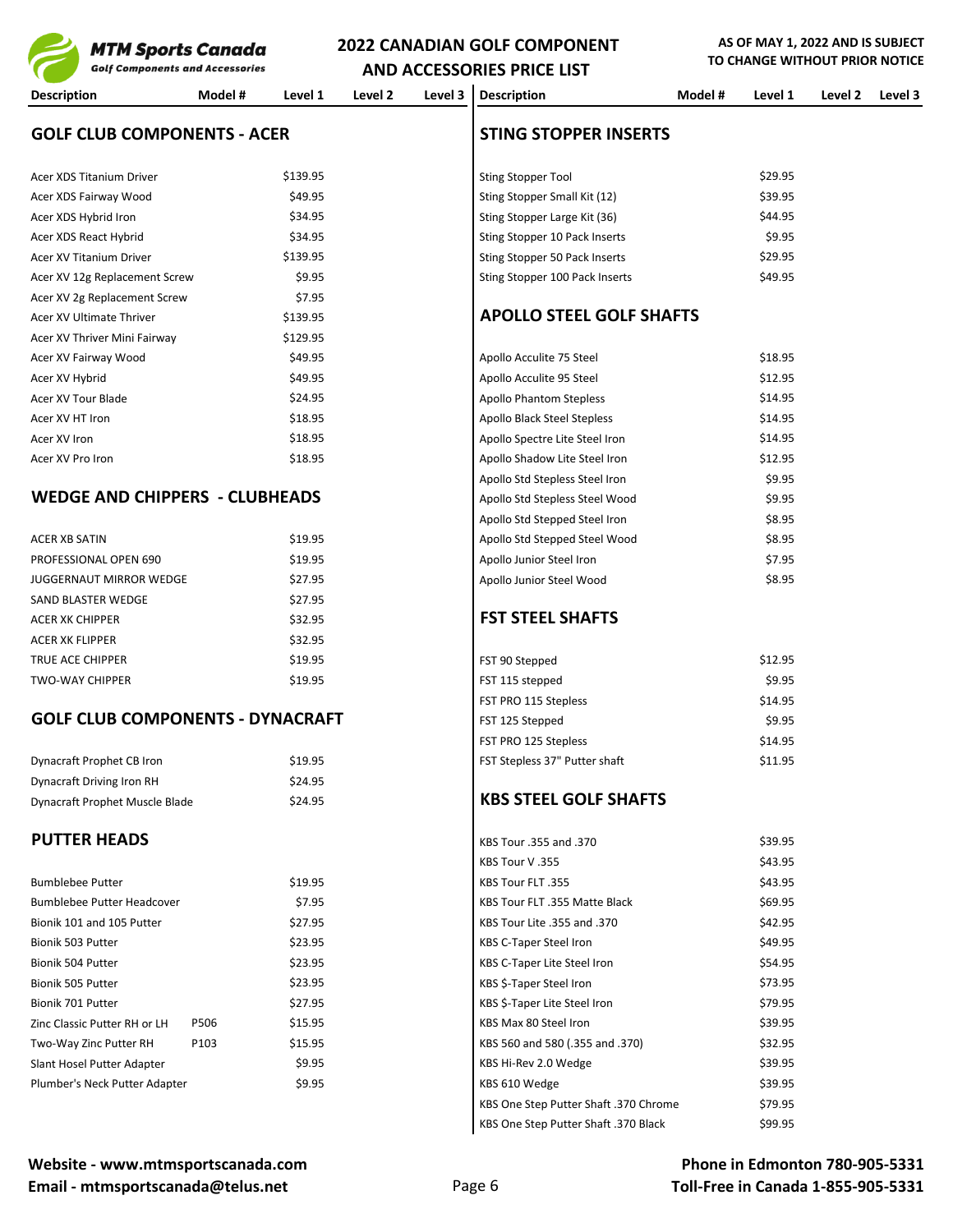# 2022 CANADIAN GOLF COMPONENT AND ACCESSORIES PRICE LIST

MTM Sports Canada
Golf Components and Accessories

AS OF MAY 1, 2022 AND IS SUBJECT TO CHANGE WITHOUT PRIOR NOTICE

## GOLF CLUB COMPONENTS - ACER

| Description | Model # | Level 1 | Level 2 | Level 3 |
|---|---|---|---|---|
| Acer XDS Titanium Driver | | $139.95 | | |
| Acer XDS Fairway Wood | | $49.95 | | |
| Acer XDS Hybrid Iron | | $34.95 | | |
| Acer XDS React Hybrid | | $34.95 | | |
| Acer XV Titanium Driver | | $139.95 | | |
| Acer XV 12g Replacement Screw | | $9.95 | | |
| Acer XV 2g Replacement Screw | | $7.95 | | |
| Acer XV Ultimate Thriver | | $139.95 | | |
| Acer XV Thriver Mini Fairway | | $129.95 | | |
| Acer XV Fairway Wood | | $49.95 | | |
| Acer XV Hybrid | | $49.95 | | |
| Acer XV Tour Blade | | $24.95 | | |
| Acer XV HT Iron | | $18.95 | | |
| Acer XV Iron | | $18.95 | | |
| Acer XV Pro Iron | | $18.95 | | |

## WEDGE AND CHIPPERS - CLUBHEADS

| Description | Model # | Level 1 | Level 2 | Level 3 |
|---|---|---|---|---|
| ACER XB SATIN | | $19.95 | | |
| PROFESSIONAL OPEN 690 | | $19.95 | | |
| JUGGERNAUT MIRROR WEDGE | | $27.95 | | |
| SAND BLASTER WEDGE | | $27.95 | | |
| ACER XK CHIPPER | | $32.95 | | |
| ACER XK FLIPPER | | $32.95 | | |
| TRUE ACE CHIPPER | | $19.95 | | |
| TWO-WAY CHIPPER | | $19.95 | | |

## GOLF CLUB COMPONENTS - DYNACRAFT

| Description | Model # | Level 1 | Level 2 | Level 3 |
|---|---|---|---|---|
| Dynacraft Prophet CB Iron | | $19.95 | | |
| Dynacraft Driving Iron RH | | $24.95 | | |
| Dynacraft Prophet Muscle Blade | | $24.95 | | |

## PUTTER HEADS

| Description | Model # | Level 1 | Level 2 | Level 3 |
|---|---|---|---|---|
| Bumblebee Putter | | $19.95 | | |
| Bumblebee Putter Headcover | | $7.95 | | |
| Bionik 101 and 105 Putter | | $27.95 | | |
| Bionik 503 Putter | | $23.95 | | |
| Bionik 504 Putter | | $23.95 | | |
| Bionik 505 Putter | | $23.95 | | |
| Bionik 701 Putter | | $27.95 | | |
| Zinc Classic Putter RH or LH | P506 | $15.95 | | |
| Two-Way Zinc Putter RH | P103 | $15.95 | | |
| Slant Hosel Putter Adapter | | $9.95 | | |
| Plumber's Neck Putter Adapter | | $9.95 | | |

## STING STOPPER INSERTS

| Description | Model # | Level 1 | Level 2 | Level 3 |
|---|---|---|---|---|
| Sting Stopper Tool | | $29.95 | | |
| Sting Stopper Small Kit (12) | | $39.95 | | |
| Sting Stopper Large Kit (36) | | $44.95 | | |
| Sting Stopper 10 Pack Inserts | | $9.95 | | |
| Sting Stopper 50 Pack Inserts | | $29.95 | | |
| Sting Stopper 100 Pack Inserts | | $49.95 | | |

## APOLLO STEEL GOLF SHAFTS

| Description | Model # | Level 1 | Level 2 | Level 3 |
|---|---|---|---|---|
| Apollo Acculite 75 Steel | | $18.95 | | |
| Apollo Acculite 95 Steel | | $12.95 | | |
| Apollo Phantom Stepless | | $14.95 | | |
| Apollo Black Steel Stepless | | $14.95 | | |
| Apollo Spectre Lite Steel Iron | | $14.95 | | |
| Apollo Shadow Lite Steel Iron | | $12.95 | | |
| Apollo Std Stepless Steel Iron | | $9.95 | | |
| Apollo Std Stepless Steel Wood | | $9.95 | | |
| Apollo Std Stepped Steel Iron | | $8.95 | | |
| Apollo Std Stepped Steel Wood | | $8.95 | | |
| Apollo Junior Steel Iron | | $7.95 | | |
| Apollo Junior Steel Wood | | $8.95 | | |

## FST STEEL SHAFTS

| Description | Model # | Level 1 | Level 2 | Level 3 |
|---|---|---|---|---|
| FST 90 Stepped | | $12.95 | | |
| FST 115 stepped | | $9.95 | | |
| FST PRO 115 Stepless | | $14.95 | | |
| FST 125 Stepped | | $9.95 | | |
| FST PRO 125 Stepless | | $14.95 | | |
| FST Stepless 37" Putter shaft | | $11.95 | | |

## KBS STEEL GOLF SHAFTS

| Description | Model # | Level 1 | Level 2 | Level 3 |
|---|---|---|---|---|
| KBS Tour .355 and .370 | | $39.95 | | |
| KBS Tour V .355 | | $43.95 | | |
| KBS Tour FLT .355 | | $43.95 | | |
| KBS Tour FLT .355 Matte Black | | $69.95 | | |
| KBS Tour Lite .355 and .370 | | $42.95 | | |
| KBS C-Taper Steel Iron | | $49.95 | | |
| KBS C-Taper Lite Steel Iron | | $54.95 | | |
| KBS $-Taper Steel Iron | | $73.95 | | |
| KBS $-Taper Lite Steel Iron | | $79.95 | | |
| KBS Max 80 Steel Iron | | $39.95 | | |
| KBS 560 and 580 (.355 and .370) | | $32.95 | | |
| KBS Hi-Rev 2.0 Wedge | | $39.95 | | |
| KBS 610 Wedge | | $39.95 | | |
| KBS One Step Putter Shaft .370 Chrome | | $79.95 | | |
| KBS One Step Putter Shaft .370 Black | | $99.95 | | |

**Website - www.mtmsportscanada.com**
**Email - mtmsportscanada@telus.net**

**Phone in Edmonton 780-905-5331**
**Toll-Free in Canada 1-855-905-5331**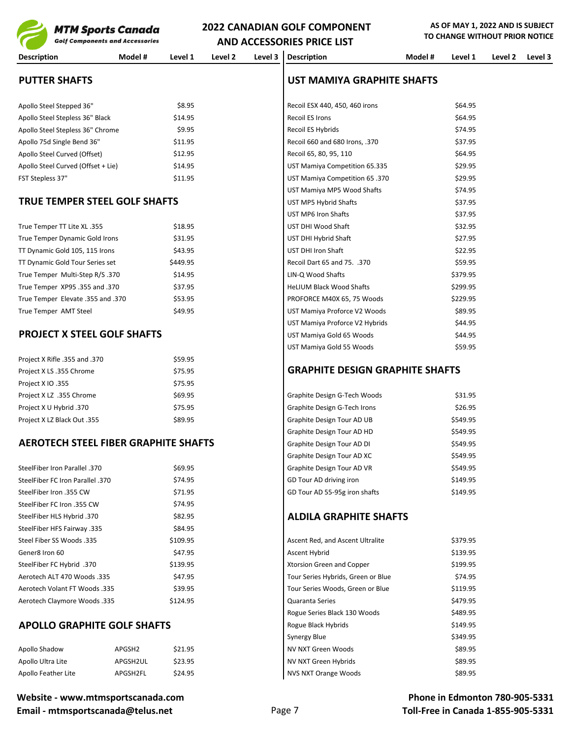# 2022 CANADIAN GOLF COMPONENT AND ACCESSORIES PRICE LIST

MTM Sports Canada
Golf Components and Accessories

AS OF MAY 1, 2022 AND IS SUBJECT TO CHANGE WITHOUT PRIOR NOTICE

## PUTTER SHAFTS

| Description | Model # | Level 1 | Level 2 | Level 3 |
|---|---|---|---|---|
| Apollo Steel Stepped 36" | | $8.95 | | |
| Apollo Steel Stepless 36" Black | | $14.95 | | |
| Apollo Steel Stepless 36" Chrome | | $9.95 | | |
| Apollo 75d Single Bend 36" | | $11.95 | | |
| Apollo Steel Curved (Offset) | | $12.95 | | |
| Apollo Steel Curved (Offset + Lie) | | $14.95 | | |
| FST Stepless 37" | | $11.95 | | |

## TRUE TEMPER STEEL GOLF SHAFTS

| Description | Model # | Level 1 | Level 2 | Level 3 |
|---|---|---|---|---|
| True Temper TT Lite XL .355 | | $18.95 | | |
| True Temper Dynamic Gold Irons | | $31.95 | | |
| TT Dynamic Gold 105, 115 Irons | | $43.95 | | |
| TT Dynamic Gold Tour Series set | | $449.95 | | |
| True Temper Multi-Step R/S .370 | | $14.95 | | |
| True Temper XP95 .355 and .370 | | $37.95 | | |
| True Temper Elevate .355 and .370 | | $53.95 | | |
| True Temper AMT Steel | | $49.95 | | |

## PROJECT X STEEL GOLF SHAFTS

| Description | Model # | Level 1 | Level 2 | Level 3 |
|---|---|---|---|---|
| Project X Rifle .355 and .370 | | $59.95 | | |
| Project X LS .355 Chrome | | $75.95 | | |
| Project X IO .355 | | $75.95 | | |
| Project X LZ .355 Chrome | | $69.95 | | |
| Project X U Hybrid .370 | | $75.95 | | |
| Project X LZ Black Out .355 | | $89.95 | | |

## AEROTECH STEEL FIBER GRAPHITE SHAFTS

| Description | Model # | Level 1 | Level 2 | Level 3 |
|---|---|---|---|---|
| SteelFiber Iron Parallel .370 | | $69.95 | | |
| SteelFiber FC Iron Parallel .370 | | $74.95 | | |
| SteelFiber Iron .355 CW | | $71.95 | | |
| SteelFiber FC Iron .355 CW | | $74.95 | | |
| SteelFiber HLS Hybrid .370 | | $82.95 | | |
| SteelFiber HFS Fairway .335 | | $84.95 | | |
| Steel Fiber SS Woods .335 | | $109.95 | | |
| Gener8 Iron 60 | | $47.95 | | |
| SteelFiber FC Hybrid .370 | | $139.95 | | |
| Aerotech ALT 470 Woods .335 | | $47.95 | | |
| Aerotech Volant FT Woods .335 | | $39.95 | | |
| Aerotech Claymore Woods .335 | | $124.95 | | |

## APOLLO GRAPHITE GOLF SHAFTS

| Description | Model # | Level 1 | Level 2 | Level 3 |
|---|---|---|---|---|
| Apollo Shadow | APGSH2 | $21.95 | | |
| Apollo Ultra Lite | APGSH2UL | $23.95 | | |
| Apollo Feather Lite | APGSH2FL | $24.95 | | |

## UST MAMIYA GRAPHITE SHAFTS

| Description | Model # | Level 1 | Level 2 | Level 3 |
|---|---|---|---|---|
| Recoil ESX 440, 450, 460 irons | | $64.95 | | |
| Recoil ES Irons | | $64.95 | | |
| Recoil ES Hybrids | | $74.95 | | |
| Recoil 660 and 680 Irons, .370 | | $37.95 | | |
| Recoil 65, 80, 95, 110 | | $64.95 | | |
| UST Mamiya Competition 65.335 | | $29.95 | | |
| UST Mamiya Competition 65 .370 | | $29.95 | | |
| UST Mamiya MP5 Wood Shafts | | $74.95 | | |
| UST MP5 Hybrid Shafts | | $37.95 | | |
| UST MP6 Iron Shafts | | $37.95 | | |
| UST DHI Wood Shaft | | $32.95 | | |
| UST DHI Hybrid Shaft | | $27.95 | | |
| UST DHI Iron Shaft | | $22.95 | | |
| Recoil Dart 65 and 75. .370 | | $59.95 | | |
| LIN-Q Wood Shafts | | $379.95 | | |
| HeLIUM Black Wood Shafts | | $299.95 | | |
| PROFORCE M40X 65, 75 Woods | | $229.95 | | |
| UST Mamiya Proforce V2 Woods | | $89.95 | | |
| UST Mamiya Proforce V2 Hybrids | | $44.95 | | |
| UST Mamiya Gold 65 Woods | | $44.95 | | |
| UST Mamiya Gold 55 Woods | | $59.95 | | |

## GRAPHITE DESIGN GRAPHITE SHAFTS

| Description | Model # | Level 1 | Level 2 | Level 3 |
|---|---|---|---|---|
| Graphite Design G-Tech Woods | | $31.95 | | |
| Graphite Design G-Tech Irons | | $26.95 | | |
| Graphite Design Tour AD UB | | $549.95 | | |
| Graphite Design Tour AD HD | | $549.95 | | |
| Graphite Design Tour AD DI | | $549.95 | | |
| Graphite Design Tour AD XC | | $549.95 | | |
| Graphite Design Tour AD VR | | $549.95 | | |
| GD Tour AD driving iron | | $149.95 | | |
| GD Tour AD 55-95g iron shafts | | $149.95 | | |

## ALDILA GRAPHITE SHAFTS

| Description | Model # | Level 1 | Level 2 | Level 3 |
|---|---|---|---|---|
| Ascent Red, and Ascent Ultralite | | $379.95 | | |
| Ascent Hybrid | | $139.95 | | |
| Xtorsion Green and Copper | | $199.95 | | |
| Tour Series Hybrids, Green or Blue | | $74.95 | | |
| Tour Series Woods, Green or Blue | | $119.95 | | |
| Quaranta Series | | $479.95 | | |
| Rogue Series Black 130 Woods | | $489.95 | | |
| Rogue Black Hybrids | | $149.95 | | |
| Synergy Blue | | $349.95 | | |
| NV NXT Green Woods | | $89.95 | | |
| NV NXT Green Hybrids | | $89.95 | | |
| NVS NXT Orange Woods | | $89.95 | | |

**Website - www.mtmsportscanada.com**
**Email - mtmsportscanada@telus.net**

**Phone in Edmonton 780-905-5331**
**Toll-Free in Canada 1-855-905-5331**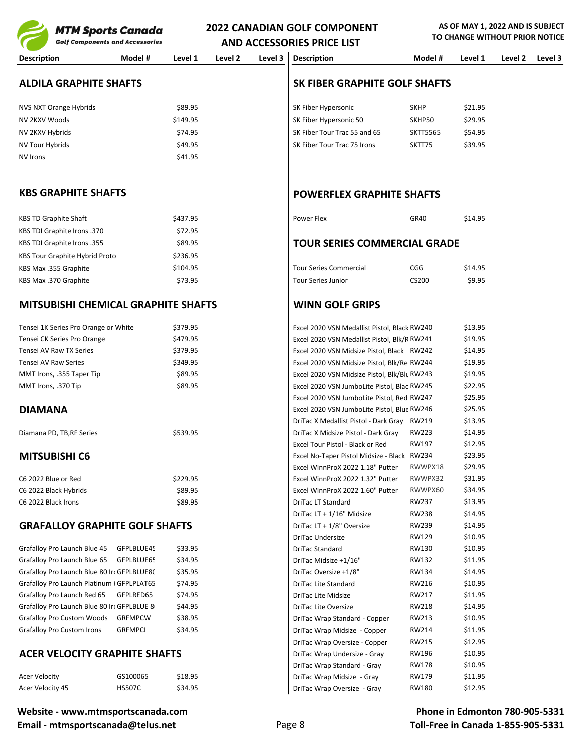# MTM Sports Canada

Golf Components and Accessories

## 2022 CANADIAN GOLF COMPONENT AND ACCESSORIES PRICE LIST

AS OF MAY 1, 2022 AND IS SUBJECT TO CHANGE WITHOUT PRIOR NOTICE

### ALDILA GRAPHITE SHAFTS

| Description | Model # | Level 1 | Level 2 | Level 3 |
|---|---|---|---|---|
| NVS NXT Orange Hybrids | | $89.95 | | |
| NV 2KXV Woods | | $149.95 | | |
| NV 2KXV Hybrids | | $74.95 | | |
| NV Tour Hybrids | | $49.95 | | |
| NV Irons | | $41.95 | | |

### KBS GRAPHITE SHAFTS

| Description | Model # | Level 1 | Level 2 | Level 3 |
|---|---|---|---|---|
| KBS TD Graphite Shaft | | $437.95 | | |
| KBS TDI Graphite Irons .370 | | $72.95 | | |
| KBS TDI Graphite Irons .355 | | $89.95 | | |
| KBS Tour Graphite Hybrid Proto | | $236.95 | | |
| KBS Max .355 Graphite | | $104.95 | | |
| KBS Max .370 Graphite | | $73.95 | | |

### MITSUBISHI CHEMICAL GRAPHITE SHAFTS

| Description | Model # | Level 1 | Level 2 | Level 3 |
|---|---|---|---|---|
| Tensei 1K Series Pro Orange or White | | $379.95 | | |
| Tensei CK Series Pro Orange | | $479.95 | | |
| Tensei AV Raw TX Series | | $379.95 | | |
| Tensei AV Raw Series | | $349.95 | | |
| MMT Irons, .355 Taper Tip | | $89.95 | | |
| MMT Irons, .370 Tip | | $89.95 | | |

### DIAMANA

| Description | Model # | Level 1 | Level 2 | Level 3 |
|---|---|---|---|---|
| Diamana PD, TB,RF Series | | $539.95 | | |

### MITSUBISHI C6

| Description | Model # | Level 1 | Level 2 | Level 3 |
|---|---|---|---|---|
| C6 2022 Blue or Red | | $229.95 | | |
| C6 2022 Black Hybrids | | $89.95 | | |
| C6 2022 Black Irons | | $89.95 | | |

### GRAFALLOY GRAPHITE GOLF SHAFTS

| Description | Model # | Level 1 | Level 2 | Level 3 |
|---|---|---|---|---|
| Grafalloy Pro Launch Blue 45 | GFPLBLUE45 | $33.95 | | |
| Grafalloy Pro Launch Blue 65 | GFPLBLUE65 | $34.95 | | |
| Grafalloy Pro Launch Blue 80 Irons | GFPLBLUE80 | $35.95 | | |
| Grafalloy Pro Launch Platinum | GFPLPLAT65 | $74.95 | | |
| Grafalloy Pro Launch Red 65 | GFPLRED65 | $74.95 | | |
| Grafalloy Pro Launch Blue 80 Irons | GFPLBLUE 8 | $44.95 | | |
| Grafalloy Pro Custom Woods | GRFMPCW | $38.95 | | |
| Grafalloy Pro Custom Irons | GRFMPCI | $34.95 | | |

### ACER VELOCITY GRAPHITE SHAFTS

| Description | Model # | Level 1 | Level 2 | Level 3 |
|---|---|---|---|---|
| Acer Velocity | GS100065 | $18.95 | | |
| Acer Velocity 45 | HS507C | $34.95 | | |

### SK FIBER GRAPHITE GOLF SHAFTS

| Description | Model # | Level 1 | Level 2 | Level 3 |
|---|---|---|---|---|
| SK Fiber Hypersonic | SKHP | $21.95 | | |
| SK Fiber Hypersonic 50 | SKHP50 | $29.95 | | |
| SK Fiber Tour Trac 55 and 65 | SKTT5565 | $54.95 | | |
| SK Fiber Tour Trac 75 Irons | SKTT75 | $39.95 | | |

### POWERFLEX GRAPHITE SHAFTS

| Description | Model # | Level 1 | Level 2 | Level 3 |
|---|---|---|---|---|
| Power Flex | GR40 | $14.95 | | |

### TOUR SERIES COMMERCIAL GRADE

| Description | Model # | Level 1 | Level 2 | Level 3 |
|---|---|---|---|---|
| Tour Series Commercial | CGG | $14.95 | | |
| Tour Series Junior | CS200 | $9.95 | | |

### WINN GOLF GRIPS

| Description | Model # | Level 1 | Level 2 | Level 3 |
|---|---|---|---|---|
| Excel 2020 VSN Medallist Pistol, Black | RW240 | $13.95 | | |
| Excel 2020 VSN Medallist Pistol, Blk/R | RW241 | $19.95 | | |
| Excel 2020 VSN Midsize Pistol, Black | RW242 | $14.95 | | |
| Excel 2020 VSN Midsize Pistol, Blk/Re | RW244 | $19.95 | | |
| Excel 2020 VSN Midsize Pistol, Blk/Blu | RW243 | $19.95 | | |
| Excel 2020 VSN JumboLite Pistol, Blac | RW245 | $22.95 | | |
| Excel 2020 VSN JumboLite Pistol, Red | RW247 | $25.95 | | |
| Excel 2020 VSN JumboLite Pistol, Blue | RW246 | $25.95 | | |
| DriTac X Medallist Pistol - Dark Gray | RW219 | $13.95 | | |
| DriTac X Midsize Pistol - Dark Gray | RW223 | $14.95 | | |
| Excel Tour Pistol - Black or Red | RW197 | $12.95 | | |
| Excel No-Taper Pistol Midsize - Black | RW234 | $23.95 | | |
| Excel WinnProX 2022 1.18" Putter | RWWPX18 | $29.95 | | |
| Excel WinnProX 2022 1.32" Putter | RWWPX32 | $31.95 | | |
| Excel WinnProX 2022 1.60" Putter | RWWPX60 | $34.95 | | |
| DriTac LT Standard | RW237 | $13.95 | | |
| DriTac LT + 1/16" Midsize | RW238 | $14.95 | | |
| DriTac LT + 1/8" Oversize | RW239 | $14.95 | | |
| DriTac Undersize | RW129 | $10.95 | | |
| DriTac Standard | RW130 | $10.95 | | |
| DriTac Midsize +1/16" | RW132 | $11.95 | | |
| DriTac Oversize +1/8" | RW134 | $14.95 | | |
| DriTac Lite Standard | RW216 | $10.95 | | |
| DriTac Lite Midsize | RW217 | $11.95 | | |
| DriTac Lite Oversize | RW218 | $14.95 | | |
| DriTac Wrap Standard - Copper | RW213 | $10.95 | | |
| DriTac Wrap Midsize - Copper | RW214 | $11.95 | | |
| DriTac Wrap Oversize - Copper | RW215 | $12.95 | | |
| DriTac Wrap Undersize - Gray | RW196 | $10.95 | | |
| DriTac Wrap Standard - Gray | RW178 | $10.95 | | |
| DriTac Wrap Midsize - Gray | RW179 | $11.95 | | |
| DriTac Wrap Oversize - Gray | RW180 | $12.95 | | |

**Website - www.mtmsportscanada.com**
**Email - mtmsportscanada@telus.net**

**Phone in Edmonton 780-905-5331**
**Toll-Free in Canada 1-855-905-5331**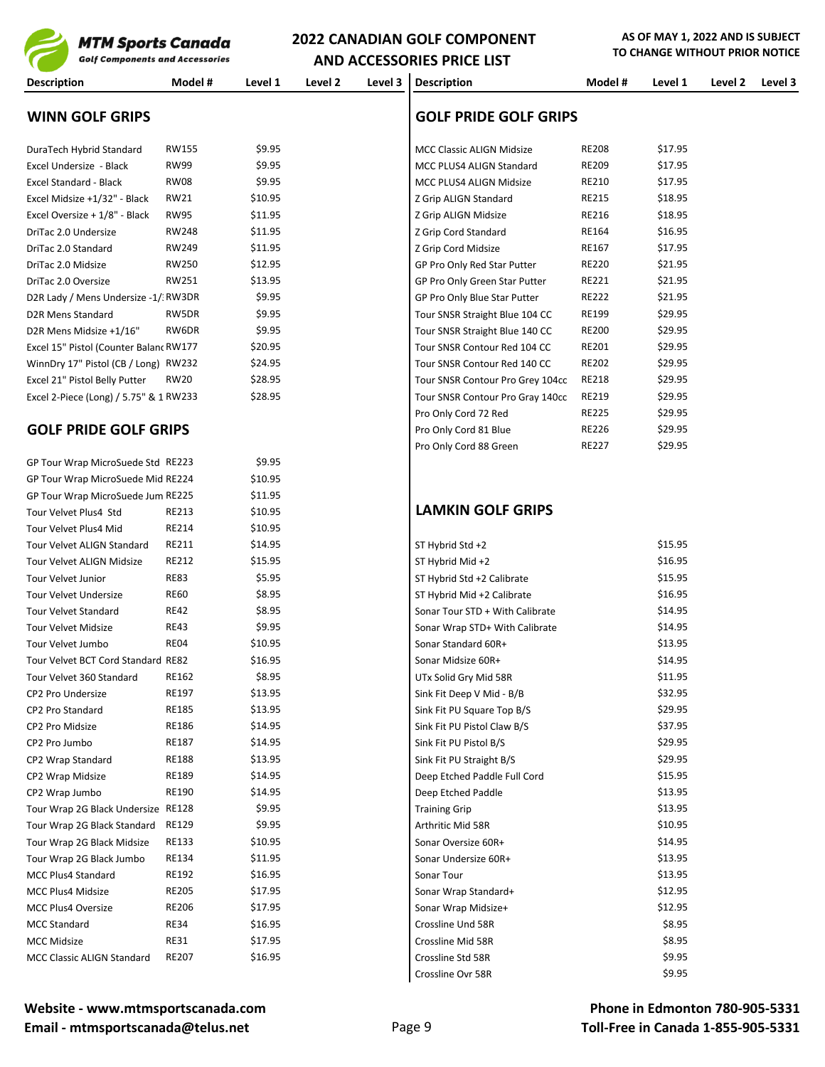# MTM Sports Canada

Golf Components and Accessories

## 2022 CANADIAN GOLF COMPONENT AND ACCESSORIES PRICE LIST

**AS OF MAY 1, 2022 AND IS SUBJECT TO CHANGE WITHOUT PRIOR NOTICE**

## WINN GOLF GRIPS

| Description | Model # | Level 1 | Level 2 | Level 3 |
|---|---|---|---|---|
| DuraTech Hybrid Standard | RW155 | $9.95 | | |
| Excel Undersize - Black | RW99 | $9.95 | | |
| Excel Standard - Black | RW08 | $9.95 | | |
| Excel Midsize +1/32" - Black | RW21 | $10.95 | | |
| Excel Oversize + 1/8" - Black | RW95 | $11.95 | | |
| DriTac 2.0 Undersize | RW248 | $11.95 | | |
| DriTac 2.0 Standard | RW249 | $11.95 | | |
| DriTac 2.0 Midsize | RW250 | $12.95 | | |
| DriTac 2.0 Oversize | RW251 | $13.95 | | |
| D2R Lady / Mens Undersize -1/ | RW3DR | $9.95 | | |
| D2R Mens Standard | RW5DR | $9.95 | | |
| D2R Mens Midsize +1/16" | RW6DR | $9.95 | | |
| Excel 15" Pistol (Counter Balanc | RW177 | $20.95 | | |
| WinnDry 17" Pistol (CB / Long) | RW232 | $24.95 | | |
| Excel 21" Pistol Belly Putter | RW20 | $28.95 | | |
| Excel 2-Piece (Long) / 5.75" & 1 | RW233 | $28.95 | | |

## GOLF PRIDE GOLF GRIPS

| Description | Model # | Level 1 | Level 2 | Level 3 |
|---|---|---|---|---|
| GP Tour Wrap MicroSuede Std | RE223 | $9.95 | | |
| GP Tour Wrap MicroSuede Mid | RE224 | $10.95 | | |
| GP Tour Wrap MicroSuede Jum | RE225 | $11.95 | | |
| Tour Velvet Plus4 Std | RE213 | $10.95 | | |
| Tour Velvet Plus4 Mid | RE214 | $10.95 | | |
| Tour Velvet ALIGN Standard | RE211 | $14.95 | | |
| Tour Velvet ALIGN Midsize | RE212 | $15.95 | | |
| Tour Velvet Junior | RE83 | $5.95 | | |
| Tour Velvet Undersize | RE60 | $8.95 | | |
| Tour Velvet Standard | RE42 | $8.95 | | |
| Tour Velvet Midsize | RE43 | $9.95 | | |
| Tour Velvet Jumbo | RE04 | $10.95 | | |
| Tour Velvet BCT Cord Standard | RE82 | $16.95 | | |
| Tour Velvet 360 Standard | RE162 | $8.95 | | |
| CP2 Pro Undersize | RE197 | $13.95 | | |
| CP2 Pro Standard | RE185 | $13.95 | | |
| CP2 Pro Midsize | RE186 | $14.95 | | |
| CP2 Pro Jumbo | RE187 | $14.95 | | |
| CP2 Wrap Standard | RE188 | $13.95 | | |
| CP2 Wrap Midsize | RE189 | $14.95 | | |
| CP2 Wrap Jumbo | RE190 | $14.95 | | |
| Tour Wrap 2G Black Undersize | RE128 | $9.95 | | |
| Tour Wrap 2G Black Standard | RE129 | $9.95 | | |
| Tour Wrap 2G Black Midsize | RE133 | $10.95 | | |
| Tour Wrap 2G Black Jumbo | RE134 | $11.95 | | |
| MCC Plus4 Standard | RE192 | $16.95 | | |
| MCC Plus4 Midsize | RE205 | $17.95 | | |
| MCC Plus4 Oversize | RE206 | $17.95 | | |
| MCC Standard | RE34 | $16.95 | | |
| MCC Midsize | RE31 | $17.95 | | |
| MCC Classic ALIGN Standard | RE207 | $16.95 | | |
| MCC Classic ALIGN Midsize | RE208 | $17.95 | | |
| MCC PLUS4 ALIGN Standard | RE209 | $17.95 | | |
| MCC PLUS4 ALIGN Midsize | RE210 | $17.95 | | |
| Z Grip ALIGN Standard | RE215 | $18.95 | | |
| Z Grip ALIGN Midsize | RE216 | $18.95 | | |
| Z Grip Cord Standard | RE164 | $16.95 | | |
| Z Grip Cord Midsize | RE167 | $17.95 | | |
| GP Pro Only Red Star Putter | RE220 | $21.95 | | |
| GP Pro Only Green Star Putter | RE221 | $21.95 | | |
| GP Pro Only Blue Star Putter | RE222 | $21.95 | | |
| Tour SNSR Straight Blue 104 CC | RE199 | $29.95 | | |
| Tour SNSR Straight Blue 140 CC | RE200 | $29.95 | | |
| Tour SNSR Contour Red 104 CC | RE201 | $29.95 | | |
| Tour SNSR Contour Red 140 CC | RE202 | $29.95 | | |
| Tour SNSR Contour Pro Grey 104cc | RE218 | $29.95 | | |
| Tour SNSR Contour Pro Gray 140cc | RE219 | $29.95 | | |
| Pro Only Cord 72 Red | RE225 | $29.95 | | |
| Pro Only Cord 81 Blue | RE226 | $29.95 | | |
| Pro Only Cord 88 Green | RE227 | $29.95 | | |

## LAMKIN GOLF GRIPS

| Description | Model # | Level 1 | Level 2 | Level 3 |
|---|---|---|---|---|
| ST Hybrid Std +2 | | $15.95 | | |
| ST Hybrid Mid +2 | | $16.95 | | |
| ST Hybrid Std +2 Calibrate | | $15.95 | | |
| ST Hybrid Mid +2 Calibrate | | $16.95 | | |
| Sonar Tour STD + With Calibrate | | $14.95 | | |
| Sonar Wrap STD+ With Calibrate | | $14.95 | | |
| Sonar Standard 60R+ | | $13.95 | | |
| Sonar Midsize 60R+ | | $14.95 | | |
| UTx Solid Gry Mid 58R | | $11.95 | | |
| Sink Fit Deep V Mid - B/B | | $32.95 | | |
| Sink Fit PU Square Top B/S | | $29.95 | | |
| Sink Fit PU Pistol Claw B/S | | $37.95 | | |
| Sink Fit PU Pistol B/S | | $29.95 | | |
| Sink Fit PU Straight B/S | | $29.95 | | |
| Deep Etched Paddle Full Cord | | $15.95 | | |
| Deep Etched Paddle | | $13.95 | | |
| Training Grip | | $13.95 | | |
| Arthritic Mid 58R | | $10.95 | | |
| Sonar Oversize 60R+ | | $14.95 | | |
| Sonar Undersize 60R+ | | $13.95 | | |
| Sonar Tour | | $13.95 | | |
| Sonar Wrap Standard+ | | $12.95 | | |
| Sonar Wrap Midsize+ | | $12.95 | | |
| Crossline Und 58R | | $8.95 | | |
| Crossline Mid 58R | | $8.95 | | |
| Crossline Std 58R | | $9.95 | | |
| Crossline Ovr 58R | | $9.95 | | |

**Website - www.mtmsportscanada.com**
**Email - mtmsportscanada@telus.net**

**Phone in Edmonton 780-905-5331**
**Toll-Free in Canada 1-855-905-5331**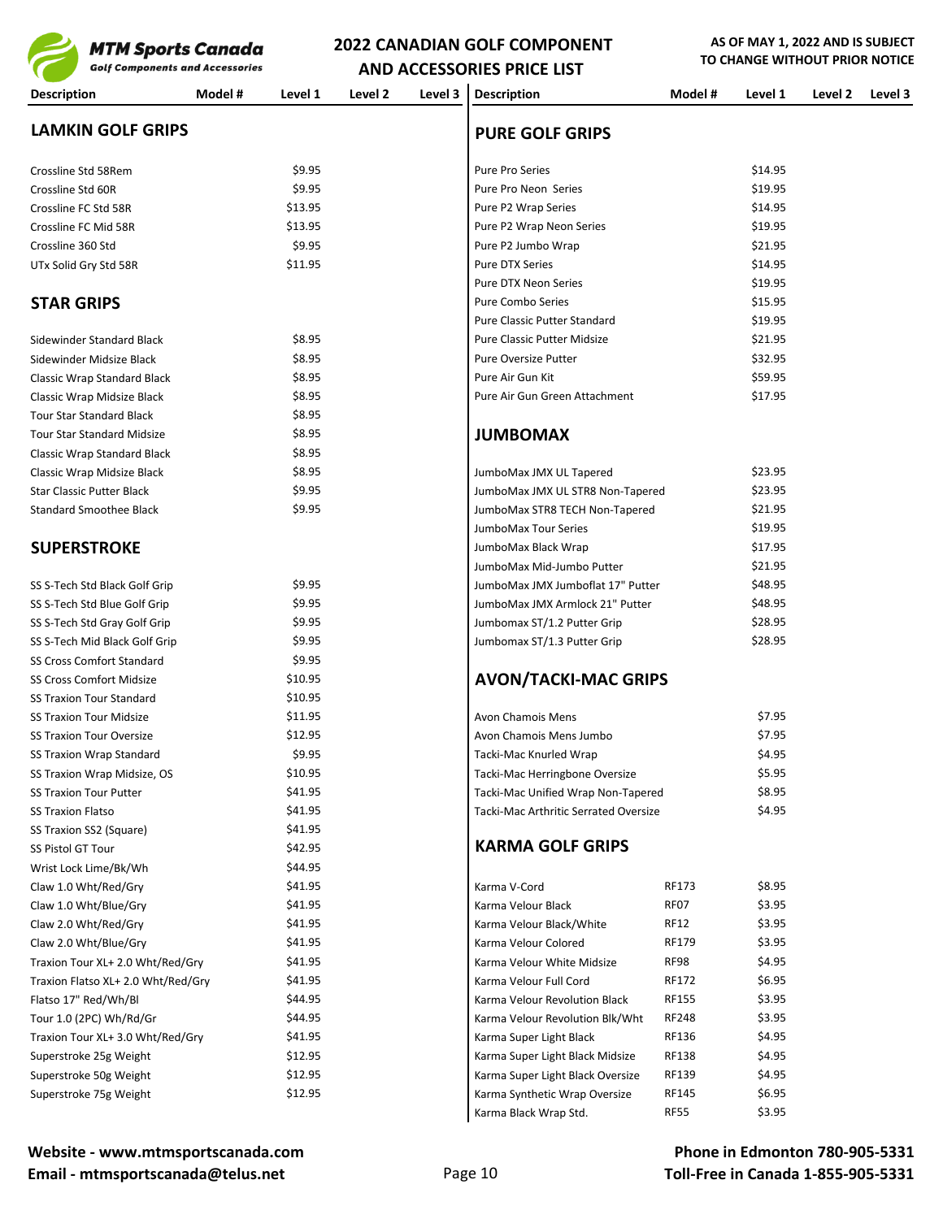# 2022 CANADIAN GOLF COMPONENT AND ACCESSORIES PRICE LIST

**AS OF MAY 1, 2022 AND IS SUBJECT TO CHANGE WITHOUT PRIOR NOTICE**

## LAMKIN GOLF GRIPS

| Description | Model # | Level 1 | Level 2 | Level 3 |
|---|---|---|---|---|
| Crossline Std 58Rem | | $9.95 | | |
| Crossline Std 60R | | $9.95 | | |
| Crossline FC Std 58R | | $13.95 | | |
| Crossline FC Mid 58R | | $13.95 | | |
| Crossline 360 Std | | $9.95 | | |
| UTx Solid Gry Std 58R | | $11.95 | | |

## STAR GRIPS

| Description | Model # | Level 1 | Level 2 | Level 3 |
|---|---|---|---|---|
| Sidewinder Standard Black | | $8.95 | | |
| Sidewinder Midsize Black | | $8.95 | | |
| Classic Wrap Standard Black | | $8.95 | | |
| Classic Wrap Midsize Black | | $8.95 | | |
| Tour Star Standard Black | | $8.95 | | |
| Tour Star Standard Midsize | | $8.95 | | |
| Classic Wrap Standard Black | | $8.95 | | |
| Classic Wrap Midsize Black | | $8.95 | | |
| Star Classic Putter Black | | $9.95 | | |
| Standard Smoothee Black | | $9.95 | | |

## SUPERSTROKE

| Description | Model # | Level 1 | Level 2 | Level 3 |
|---|---|---|---|---|
| SS S-Tech Std Black Golf Grip | | $9.95 | | |
| SS S-Tech Std Blue Golf Grip | | $9.95 | | |
| SS S-Tech Std Gray Golf Grip | | $9.95 | | |
| SS S-Tech Mid Black Golf Grip | | $9.95 | | |
| SS Cross Comfort Standard | | $9.95 | | |
| SS Cross Comfort Midsize | | $10.95 | | |
| SS Traxion Tour Standard | | $10.95 | | |
| SS Traxion Tour Midsize | | $11.95 | | |
| SS Traxion Tour Oversize | | $12.95 | | |
| SS Traxion Wrap Standard | | $9.95 | | |
| SS Traxion Wrap Midsize, OS | | $10.95 | | |
| SS Traxion Tour Putter | | $41.95 | | |
| SS Traxion Flatso | | $41.95 | | |
| SS Traxion SS2 (Square) | | $41.95 | | |
| SS Pistol GT Tour | | $42.95 | | |
| Wrist Lock Lime/Bk/Wh | | $44.95 | | |
| Claw 1.0 Wht/Red/Gry | | $41.95 | | |
| Claw 1.0 Wht/Blue/Gry | | $41.95 | | |
| Claw 2.0 Wht/Red/Gry | | $41.95 | | |
| Claw 2.0 Wht/Blue/Gry | | $41.95 | | |
| Traxion Tour XL+ 2.0 Wht/Red/Gry | | $41.95 | | |
| Traxion Flatso XL+ 2.0 Wht/Red/Gry | | $41.95 | | |
| Flatso 17" Red/Wh/Bl | | $44.95 | | |
| Tour 1.0 (2PC) Wh/Rd/Gr | | $44.95 | | |
| Traxion Tour XL+ 3.0 Wht/Red/Gry | | $41.95 | | |
| Superstroke 25g Weight | | $12.95 | | |
| Superstroke 50g Weight | | $12.95 | | |
| Superstroke 75g Weight | | $12.95 | | |

## PURE GOLF GRIPS

| Description | Model # | Level 1 | Level 2 | Level 3 |
|---|---|---|---|---|
| Pure Pro Series | | $14.95 | | |
| Pure Pro Neon Series | | $19.95 | | |
| Pure P2 Wrap Series | | $14.95 | | |
| Pure P2 Wrap Neon Series | | $19.95 | | |
| Pure P2 Jumbo Wrap | | $21.95 | | |
| Pure DTX Series | | $14.95 | | |
| Pure DTX Neon Series | | $19.95 | | |
| Pure Combo Series | | $15.95 | | |
| Pure Classic Putter Standard | | $19.95 | | |
| Pure Classic Putter Midsize | | $21.95 | | |
| Pure Oversize Putter | | $32.95 | | |
| Pure Air Gun Kit | | $59.95 | | |
| Pure Air Gun Green Attachment | | $17.95 | | |

## JUMBOMAX

| Description | Model # | Level 1 | Level 2 | Level 3 |
|---|---|---|---|---|
| JumboMax JMX UL Tapered | | $23.95 | | |
| JumboMax JMX UL STR8 Non-Tapered | | $23.95 | | |
| JumboMax STR8 TECH Non-Tapered | | $21.95 | | |
| JumboMax Tour Series | | $19.95 | | |
| JumboMax Black Wrap | | $17.95 | | |
| JumboMax Mid-Jumbo Putter | | $21.95 | | |
| JumboMax JMX Jumboflat 17" Putter | | $48.95 | | |
| JumboMax JMX Armlock 21" Putter | | $48.95 | | |
| Jumbomax ST/1.2 Putter Grip | | $28.95 | | |
| Jumbomax ST/1.3 Putter Grip | | $28.95 | | |

## AVON/TACKI-MAC GRIPS

| Description | Model # | Level 1 | Level 2 | Level 3 |
|---|---|---|---|---|
| Avon Chamois Mens | | $7.95 | | |
| Avon Chamois Mens Jumbo | | $7.95 | | |
| Tacki-Mac Knurled Wrap | | $4.95 | | |
| Tacki-Mac Herringbone Oversize | | $5.95 | | |
| Tacki-Mac Unified Wrap Non-Tapered | | $8.95 | | |
| Tacki-Mac Arthritic Serrated Oversize | | $4.95 | | |

## KARMA GOLF GRIPS

| Description | Model # | Level 1 | Level 2 | Level 3 |
|---|---|---|---|---|
| Karma V-Cord | RF173 | $8.95 | | |
| Karma Velour Black | RF07 | $3.95 | | |
| Karma Velour Black/White | RF12 | $3.95 | | |
| Karma Velour Colored | RF179 | $3.95 | | |
| Karma Velour White Midsize | RF98 | $4.95 | | |
| Karma Velour Full Cord | RF172 | $6.95 | | |
| Karma Velour Revolution Black | RF155 | $3.95 | | |
| Karma Velour Revolution Blk/Wht | RF248 | $3.95 | | |
| Karma Super Light Black | RF136 | $4.95 | | |
| Karma Super Light Black Midsize | RF138 | $4.95 | | |
| Karma Super Light Black Oversize | RF139 | $4.95 | | |
| Karma Synthetic Wrap Oversize | RF145 | $6.95 | | |
| Karma Black Wrap Std. | RF55 | $3.95 | | |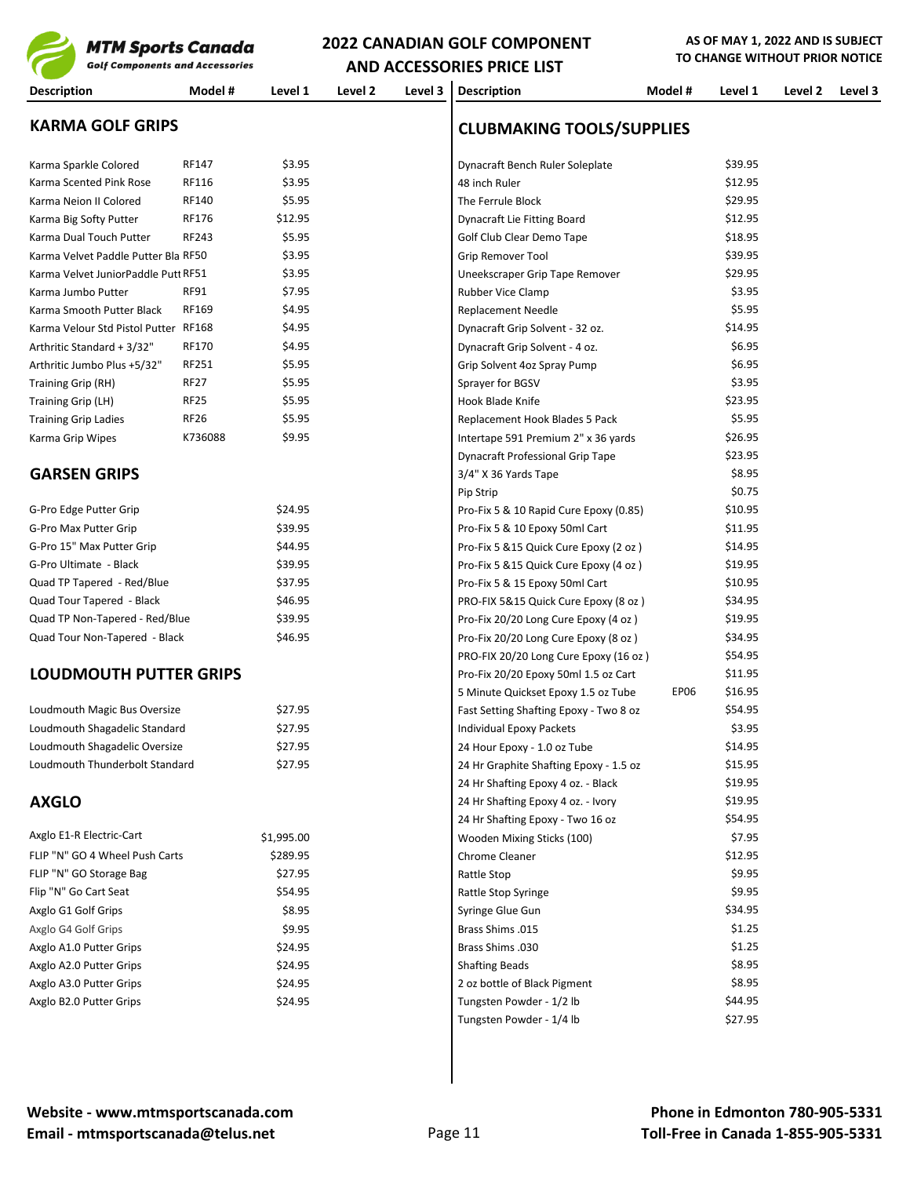# 2022 CANADIAN GOLF COMPONENT AND ACCESSORIES PRICE LIST

MTM Sports Canada — Golf Components and Accessories

AS OF MAY 1, 2022 AND IS SUBJECT TO CHANGE WITHOUT PRIOR NOTICE

## KARMA GOLF GRIPS

| Description | Model # | Level 1 | Level 2 | Level 3 |
|---|---|---|---|---|
| Karma Sparkle Colored | RF147 | $3.95 | | |
| Karma Scented Pink Rose | RF116 | $3.95 | | |
| Karma Neion II Colored | RF140 | $5.95 | | |
| Karma Big Softy Putter | RF176 | $12.95 | | |
| Karma Dual Touch Putter | RF243 | $5.95 | | |
| Karma Velvet Paddle Putter Bla | RF50 | $3.95 | | |
| Karma Velvet JuniorPaddle Putt | RF51 | $3.95 | | |
| Karma Jumbo Putter | RF91 | $7.95 | | |
| Karma Smooth Putter Black | RF169 | $4.95 | | |
| Karma Velour Std Pistol Putter | RF168 | $4.95 | | |
| Arthritic Standard + 3/32" | RF170 | $4.95 | | |
| Arthritic Jumbo Plus +5/32" | RF251 | $5.95 | | |
| Training Grip (RH) | RF27 | $5.95 | | |
| Training Grip (LH) | RF25 | $5.95 | | |
| Training Grip Ladies | RF26 | $5.95 | | |
| Karma Grip Wipes | K736088 | $9.95 | | |

## GARSEN GRIPS

| Description | Model # | Level 1 | Level 2 | Level 3 |
|---|---|---|---|---|
| G-Pro Edge Putter Grip | | $24.95 | | |
| G-Pro Max Putter Grip | | $39.95 | | |
| G-Pro 15" Max Putter Grip | | $44.95 | | |
| G-Pro Ultimate - Black | | $39.95 | | |
| Quad TP Tapered - Red/Blue | | $37.95 | | |
| Quad Tour Tapered - Black | | $46.95 | | |
| Quad TP Non-Tapered - Red/Blue | | $39.95 | | |
| Quad Tour Non-Tapered - Black | | $46.95 | | |

## LOUDMOUTH PUTTER GRIPS

| Description | Model # | Level 1 | Level 2 | Level 3 |
|---|---|---|---|---|
| Loudmouth Magic Bus Oversize | | $27.95 | | |
| Loudmouth Shagadelic Standard | | $27.95 | | |
| Loudmouth Shagadelic Oversize | | $27.95 | | |
| Loudmouth Thunderbolt Standard | | $27.95 | | |

## AXGLO

| Description | Model # | Level 1 | Level 2 | Level 3 |
|---|---|---|---|---|
| Axglo E1-R Electric-Cart | | $1,995.00 | | |
| FLIP "N" GO 4 Wheel Push Carts | | $289.95 | | |
| FLIP "N" GO Storage Bag | | $27.95 | | |
| Flip "N" Go Cart Seat | | $54.95 | | |
| Axglo G1 Golf Grips | | $8.95 | | |
| Axglo G4 Golf Grips | | $9.95 | | |
| Axglo A1.0 Putter Grips | | $24.95 | | |
| Axglo A2.0 Putter Grips | | $24.95 | | |
| Axglo A3.0 Putter Grips | | $24.95 | | |
| Axglo B2.0 Putter Grips | | $24.95 | | |

## CLUBMAKING TOOLS/SUPPLIES

| Description | Model # | Level 1 | Level 2 | Level 3 |
|---|---|---|---|---|
| Dynacraft Bench Ruler Soleplate | | $39.95 | | |
| 48 inch Ruler | | $12.95 | | |
| The Ferrule Block | | $29.95 | | |
| Dynacraft Lie Fitting Board | | $12.95 | | |
| Golf Club Clear Demo Tape | | $18.95 | | |
| Grip Remover Tool | | $39.95 | | |
| Uneekscraper Grip Tape Remover | | $29.95 | | |
| Rubber Vice Clamp | | $3.95 | | |
| Replacement Needle | | $5.95 | | |
| Dynacraft Grip Solvent - 32 oz. | | $14.95 | | |
| Dynacraft Grip Solvent - 4 oz. | | $6.95 | | |
| Grip Solvent 4oz Spray Pump | | $6.95 | | |
| Sprayer for BGSV | | $3.95 | | |
| Hook Blade Knife | | $23.95 | | |
| Replacement Hook Blades 5 Pack | | $5.95 | | |
| Intertape 591 Premium 2" x 36 yards | | $26.95 | | |
| Dynacraft Professional Grip Tape | | $23.95 | | |
| 3/4" X 36 Yards Tape | | $8.95 | | |
| Pip Strip | | $0.75 | | |
| Pro-Fix 5 & 10 Rapid Cure Epoxy (0.85) | | $10.95 | | |
| Pro-Fix 5 & 10 Epoxy 50ml Cart | | $11.95 | | |
| Pro-Fix 5 &15 Quick Cure Epoxy (2 oz ) | | $14.95 | | |
| Pro-Fix 5 &15 Quick Cure Epoxy (4 oz ) | | $19.95 | | |
| Pro-Fix 5 & 15 Epoxy 50ml Cart | | $10.95 | | |
| PRO-FIX 5&15 Quick Cure Epoxy (8 oz ) | | $34.95 | | |
| Pro-Fix 20/20 Long Cure Epoxy (4 oz ) | | $19.95 | | |
| Pro-Fix 20/20 Long Cure Epoxy (8 oz ) | | $34.95 | | |
| PRO-FIX 20/20 Long Cure Epoxy (16 oz ) | | $54.95 | | |
| Pro-Fix 20/20 Epoxy 50ml 1.5 oz Cart | | $11.95 | | |
| 5 Minute Quickset Epoxy 1.5 oz Tube | EP06 | $16.95 | | |
| Fast Setting Shafting Epoxy - Two 8 oz | | $54.95 | | |
| Individual Epoxy Packets | | $3.95 | | |
| 24 Hour Epoxy - 1.0 oz Tube | | $14.95 | | |
| 24 Hr Graphite Shafting Epoxy - 1.5 oz | | $15.95 | | |
| 24 Hr Shafting Epoxy 4 oz. - Black | | $19.95 | | |
| 24 Hr Shafting Epoxy 4 oz. - Ivory | | $19.95 | | |
| 24 Hr Shafting Epoxy - Two 16 oz | | $54.95 | | |
| Wooden Mixing Sticks (100) | | $7.95 | | |
| Chrome Cleaner | | $12.95 | | |
| Rattle Stop | | $9.95 | | |
| Rattle Stop Syringe | | $9.95 | | |
| Syringe Glue Gun | | $34.95 | | |
| Brass Shims .015 | | $1.25 | | |
| Brass Shims .030 | | $1.25 | | |
| Shafting Beads | | $8.95 | | |
| 2 oz bottle of Black Pigment | | $8.95 | | |
| Tungsten Powder - 1/2 lb | | $44.95 | | |
| Tungsten Powder - 1/4 lb | | $27.95 | | |

**Website - www.mtmsportscanada.com**
**Email - mtmsportscanada@telus.net**

**Phone in Edmonton 780-905-5331**
**Toll-Free in Canada 1-855-905-5331**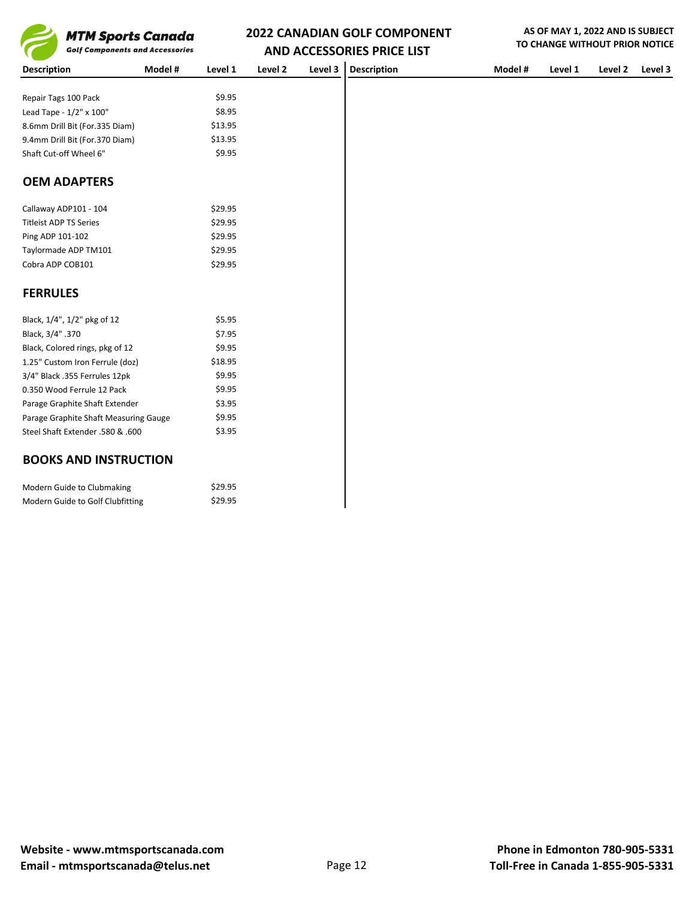# 2022 CANADIAN GOLF COMPONENT AND ACCESSORIES PRICE LIST

**MTM Sports Canada** Golf Components and Accessories

**AS OF MAY 1, 2022 AND IS SUBJECT TO CHANGE WITHOUT PRIOR NOTICE**

| Description | Model # | Level 1 | Level 2 | Level 3 |
|---|---|---|---|---|
| Repair Tags 100 Pack | | $9.95 | | |
| Lead Tape - 1/2" x 100" | | $8.95 | | |
| 8.6mm Drill Bit (For.335 Diam) | | $13.95 | | |
| 9.4mm Drill Bit (For.370 Diam) | | $13.95 | | |
| Shaft Cut-off Wheel 6" | | $9.95 | | |

## OEM ADAPTERS

| Description | Model # | Level 1 | Level 2 | Level 3 |
|---|---|---|---|---|
| Callaway ADP101 - 104 | | $29.95 | | |
| Titleist ADP TS Series | | $29.95 | | |
| Ping ADP 101-102 | | $29.95 | | |
| Taylormade ADP TM101 | | $29.95 | | |
| Cobra ADP COB101 | | $29.95 | | |

## FERRULES

| Description | Model # | Level 1 | Level 2 | Level 3 |
|---|---|---|---|---|
| Black, 1/4", 1/2" pkg of 12 | | $5.95 | | |
| Black, 3/4" .370 | | $7.95 | | |
| Black, Colored rings, pkg of 12 | | $9.95 | | |
| 1.25" Custom Iron Ferrule (doz) | | $18.95 | | |
| 3/4" Black .355 Ferrules 12pk | | $9.95 | | |
| 0.350 Wood Ferrule 12 Pack | | $9.95 | | |
| Parage Graphite Shaft Extender | | $3.95 | | |
| Parage Graphite Shaft Measuring Gauge | | $9.95 | | |
| Steel Shaft Extender .580 & .600 | | $3.95 | | |

## BOOKS AND INSTRUCTION

| Description | Model # | Level 1 | Level 2 | Level 3 |
|---|---|---|---|---|
| Modern Guide to Clubmaking | | $29.95 | | |
| Modern Guide to Golf Clubfitting | | $29.95 | | |

**Website - www.mtmsportscanada.com**
**Email - mtmsportscanada@telus.net**

**Phone in Edmonton 780-905-5331**
**Toll-Free in Canada 1-855-905-5331**